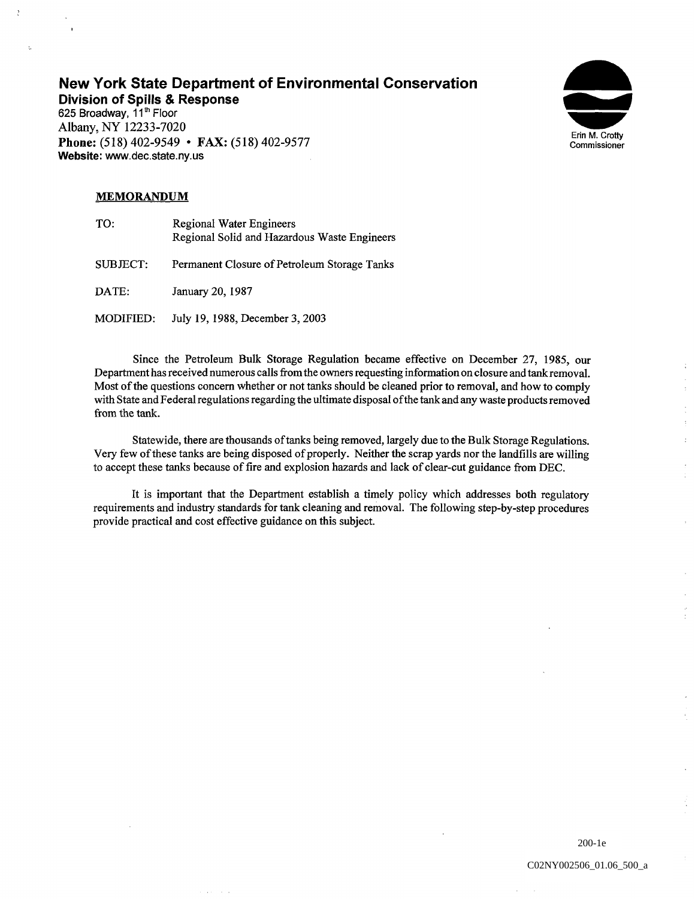# New York State Department of Environmental Conservation

**Division of Spills & Response**
625 Broadway, 11th Floor
Albany, NY 12233-7020
**Phone:** (518) 402-9549 • **FAX:** (518) 402-9577
**Website:** www.dec.state.ny.us

Erin M. Crotty
Commissioner

## MEMORANDUM

| | |
|---|---|
| TO: | Regional Water Engineers<br>Regional Solid and Hazardous Waste Engineers |
| SUBJECT: | Permanent Closure of Petroleum Storage Tanks |
| DATE: | January 20, 1987 |
| MODIFIED: | July 19, 1988, December 3, 2003 |

Since the Petroleum Bulk Storage Regulation became effective on December 27, 1985, our Department has received numerous calls from the owners requesting information on closure and tank removal. Most of the questions concern whether or not tanks should be cleaned prior to removal, and how to comply with State and Federal regulations regarding the ultimate disposal of the tank and any waste products removed from the tank.

Statewide, there are thousands of tanks being removed, largely due to the Bulk Storage Regulations. Very few of these tanks are being disposed of properly. Neither the scrap yards nor the landfills are willing to accept these tanks because of fire and explosion hazards and lack of clear-cut guidance from DEC.

It is important that the Department establish a timely policy which addresses both regulatory requirements and industry standards for tank cleaning and removal. The following step-by-step procedures provide practical and cost effective guidance on this subject.

200-1e

C02NY002506_01.06_500_a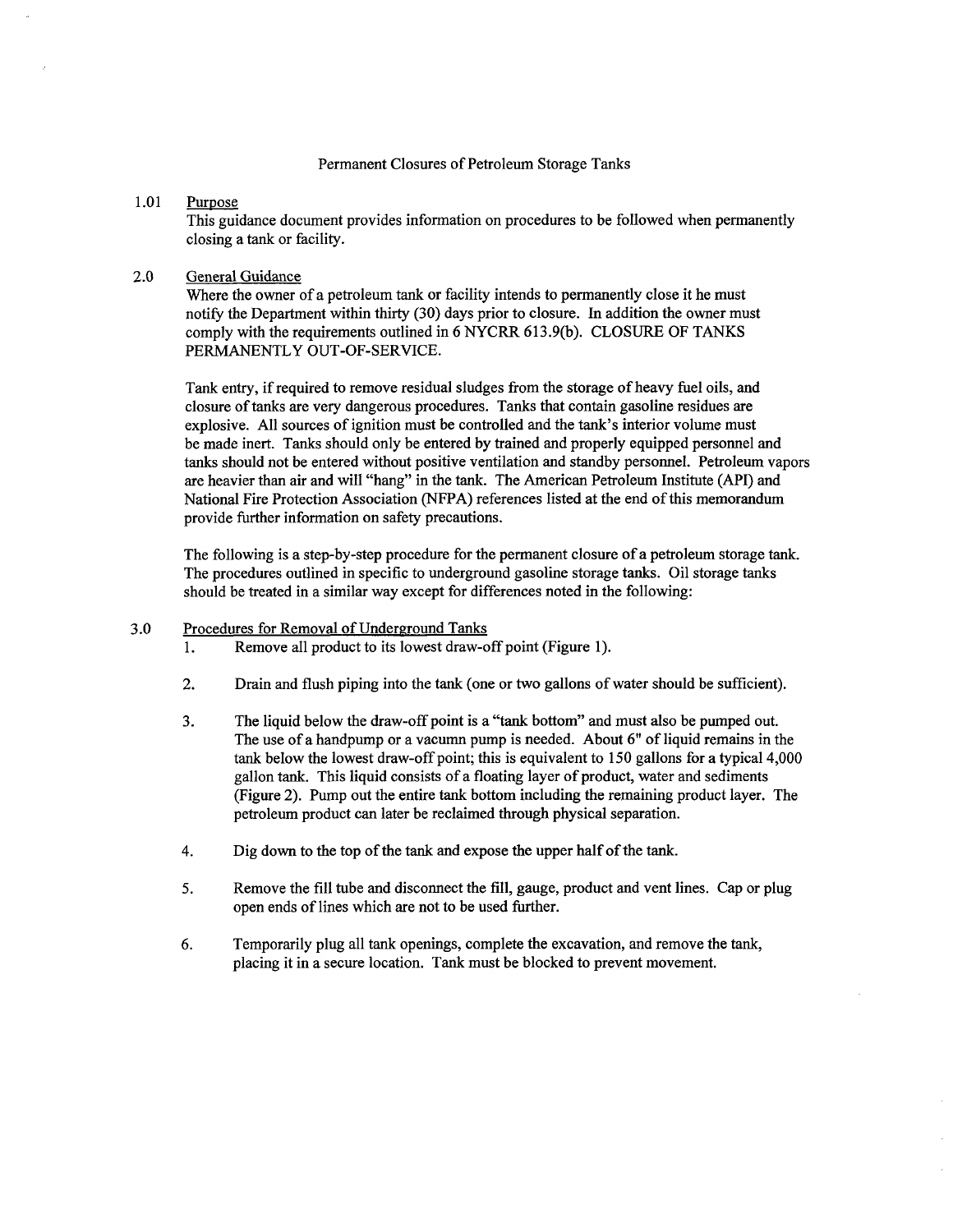Permanent Closures of Petroleum Storage Tanks

1.01 Purpose

This guidance document provides information on procedures to be followed when permanently closing a tank or facility.

2.0 General Guidance

Where the owner of a petroleum tank or facility intends to permanently close it he must notify the Department within thirty (30) days prior to closure. In addition the owner must comply with the requirements outlined in 6 NYCRR 613.9(b). CLOSURE OF TANKS PERMANENTLY OUT-OF-SERVICE.

Tank entry, if required to remove residual sludges from the storage of heavy fuel oils, and closure of tanks are very dangerous procedures. Tanks that contain gasoline residues are explosive. All sources of ignition must be controlled and the tank's interior volume must be made inert. Tanks should only be entered by trained and properly equipped personnel and tanks should not be entered without positive ventilation and standby personnel. Petroleum vapors are heavier than air and will "hang" in the tank. The American Petroleum Institute (API) and National Fire Protection Association (NFPA) references listed at the end of this memorandum provide further information on safety precautions.

The following is a step-by-step procedure for the permanent closure of a petroleum storage tank. The procedures outlined in specific to underground gasoline storage tanks. Oil storage tanks should be treated in a similar way except for differences noted in the following:

3.0 Procedures for Removal of Underground Tanks

1. Remove all product to its lowest draw-off point (Figure 1).

2. Drain and flush piping into the tank (one or two gallons of water should be sufficient).

3. The liquid below the draw-off point is a "tank bottom" and must also be pumped out. The use of a handpump or a vacumn pump is needed. About 6" of liquid remains in the tank below the lowest draw-off point; this is equivalent to 150 gallons for a typical 4,000 gallon tank. This liquid consists of a floating layer of product, water and sediments (Figure 2). Pump out the entire tank bottom including the remaining product layer. The petroleum product can later be reclaimed through physical separation.

4. Dig down to the top of the tank and expose the upper half of the tank.

5. Remove the fill tube and disconnect the fill, gauge, product and vent lines. Cap or plug open ends of lines which are not to be used further.

6. Temporarily plug all tank openings, complete the excavation, and remove the tank, placing it in a secure location. Tank must be blocked to prevent movement.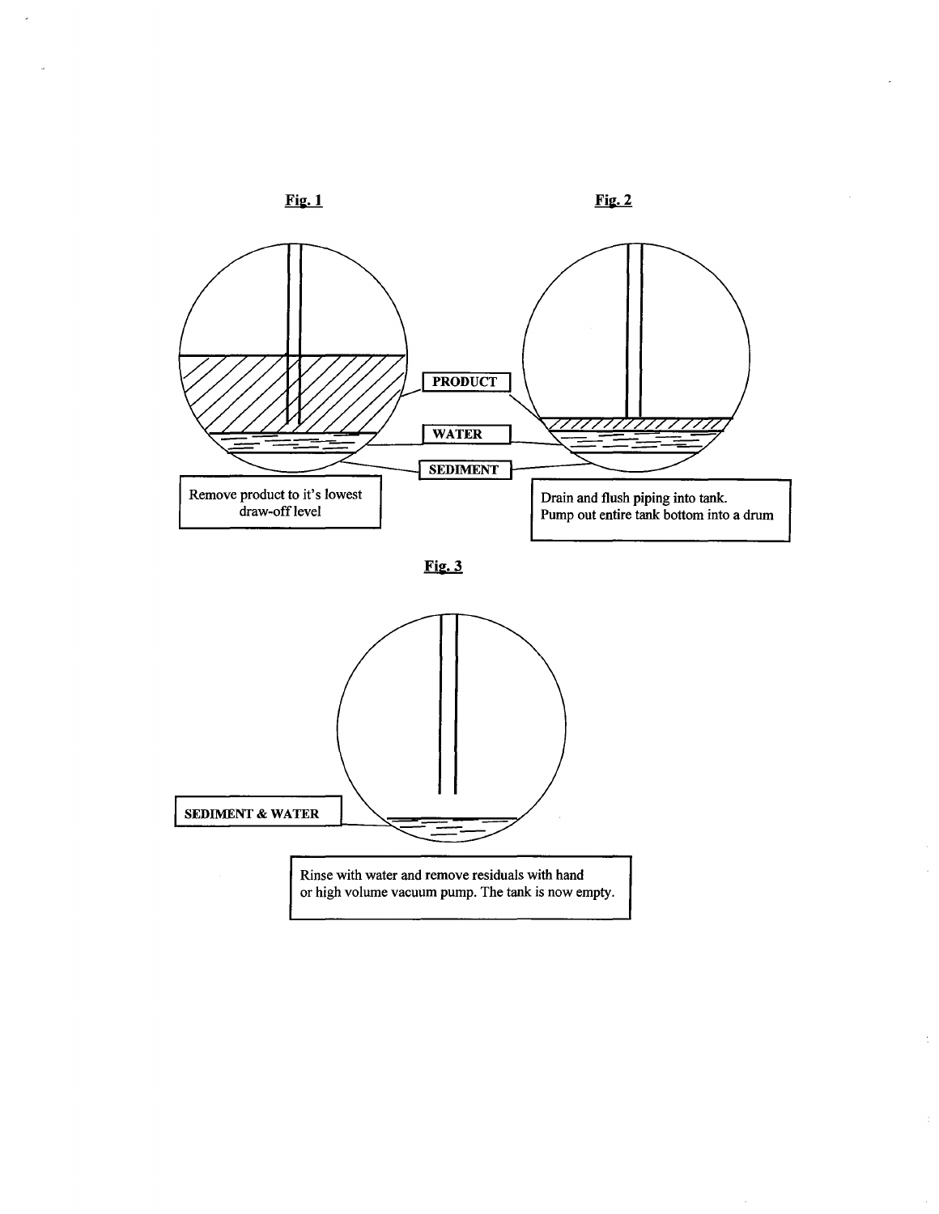**Fig. 1**

**Fig. 2**

**PRODUCT**

**WATER**

**SEDIMENT**

Remove product to it's lowest draw-off level

Drain and flush piping into tank.
Pump out entire tank bottom into a drum

**Fig. 3**

**SEDIMENT & WATER**

Rinse with water and remove residuals with hand or high volume vacuum pump. The tank is now empty.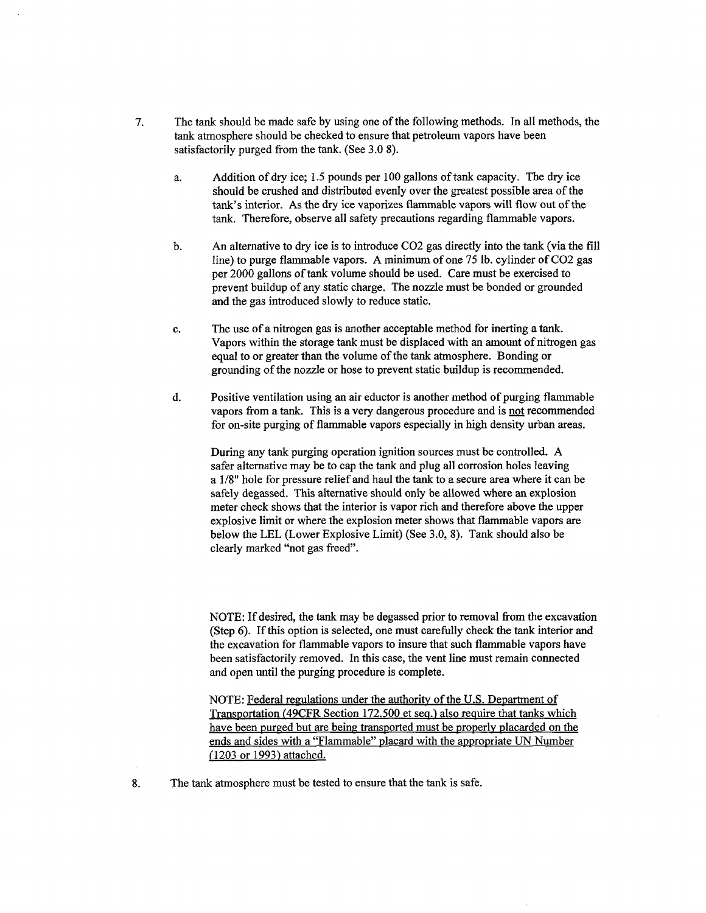7. The tank should be made safe by using one of the following methods. In all methods, the tank atmosphere should be checked to ensure that petroleum vapors have been satisfactorily purged from the tank. (See 3.0 8).

   a. Addition of dry ice; 1.5 pounds per 100 gallons of tank capacity. The dry ice should be crushed and distributed evenly over the greatest possible area of the tank's interior. As the dry ice vaporizes flammable vapors will flow out of the tank. Therefore, observe all safety precautions regarding flammable vapors.

   b. An alternative to dry ice is to introduce $CO_2$ gas directly into the tank (via the fill line) to purge flammable vapors. A minimum of one 75 lb. cylinder of $CO_2$ gas per 2000 gallons of tank volume should be used. Care must be exercised to prevent buildup of any static charge. The nozzle must be bonded or grounded and the gas introduced slowly to reduce static.

   c. The use of a nitrogen gas is another acceptable method for inerting a tank. Vapors within the storage tank must be displaced with an amount of nitrogen gas equal to or greater than the volume of the tank atmosphere. Bonding or grounding of the nozzle or hose to prevent static buildup is recommended.

   d. Positive ventilation using an air eductor is another method of purging flammable vapors from a tank. This is a very dangerous procedure and is <u>not</u> recommended for on-site purging of flammable vapors especially in high density urban areas.

      During any tank purging operation ignition sources must be controlled. A safer alternative may be to cap the tank and plug all corrosion holes leaving a 1/8" hole for pressure relief and haul the tank to a secure area where it can be safely degassed. This alternative should only be allowed where an explosion meter check shows that the interior is vapor rich and therefore above the upper explosive limit or where the explosion meter shows that flammable vapors are below the LEL (Lower Explosive Limit) (See 3.0, 8). Tank should also be clearly marked "not gas freed".

      NOTE: If desired, the tank may be degassed prior to removal from the excavation (Step 6). If this option is selected, one must carefully check the tank interior and the excavation for flammable vapors to insure that such flammable vapors have been satisfactorily removed. In this case, the vent line must remain connected and open until the purging procedure is complete.

      NOTE: <u>Federal regulations under the authority of the U.S. Department of Transportation (49CFR Section 172.500 et seq.) also require that tanks which have been purged but are being transported must be properly placarded on the ends and sides with a "Flammable" placard with the appropriate UN Number (1203 or 1993) attached.</u>

8. The tank atmosphere must be tested to ensure that the tank is safe.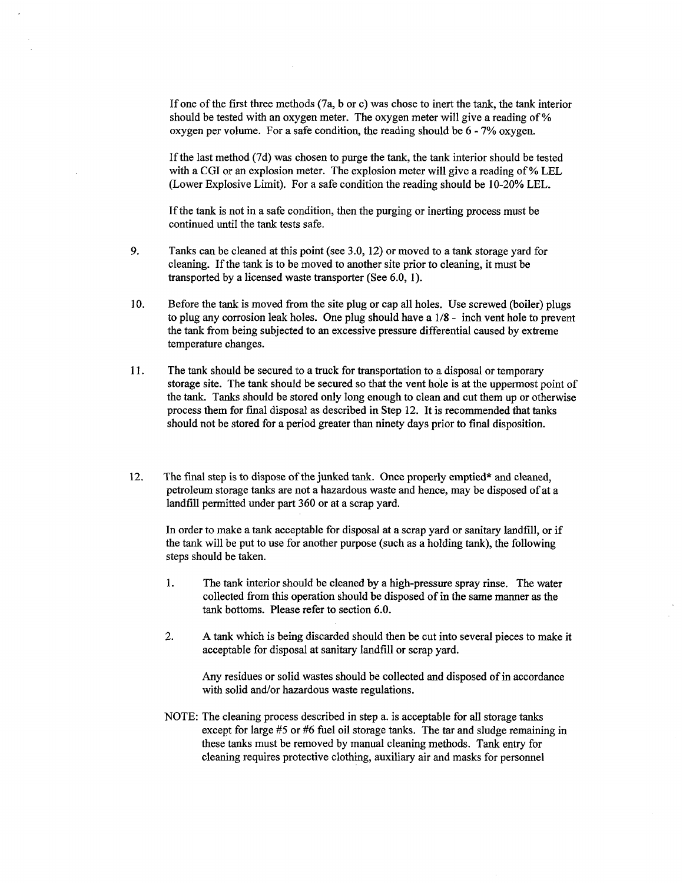If one of the first three methods (7a, b or c) was chose to inert the tank, the tank interior should be tested with an oxygen meter. The oxygen meter will give a reading of % oxygen per volume. For a safe condition, the reading should be 6 - 7% oxygen.

If the last method (7d) was chosen to purge the tank, the tank interior should be tested with a CGI or an explosion meter. The explosion meter will give a reading of % LEL (Lower Explosive Limit). For a safe condition the reading should be 10-20% LEL.

If the tank is not in a safe condition, then the purging or inerting process must be continued until the tank tests safe.

9. Tanks can be cleaned at this point (see 3.0, 12) or moved to a tank storage yard for cleaning. If the tank is to be moved to another site prior to cleaning, it must be transported by a licensed waste transporter (See 6.0, 1).

10. Before the tank is moved from the site plug or cap all holes. Use screwed (boiler) plugs to plug any corrosion leak holes. One plug should have a 1/8 - inch vent hole to prevent the tank from being subjected to an excessive pressure differential caused by extreme temperature changes.

11. The tank should be secured to a truck for transportation to a disposal or temporary storage site. The tank should be secured so that the vent hole is at the uppermost point of the tank. Tanks should be stored only long enough to clean and cut them up or otherwise process them for final disposal as described in Step 12. It is recommended that tanks should not be stored for a period greater than ninety days prior to final disposition.

12. The final step is to dispose of the junked tank. Once properly emptied* and cleaned, petroleum storage tanks are not a hazardous waste and hence, may be disposed of at a landfill permitted under part 360 or at a scrap yard.

    In order to make a tank acceptable for disposal at a scrap yard or sanitary landfill, or if the tank will be put to use for another purpose (such as a holding tank), the following steps should be taken.

    1. The tank interior should be cleaned by a high-pressure spray rinse. The water collected from this operation should be disposed of in the same manner as the tank bottoms. Please refer to section 6.0.

    2. A tank which is being discarded should then be cut into several pieces to make it acceptable for disposal at sanitary landfill or scrap yard.

       Any residues or solid wastes should be collected and disposed of in accordance with solid and/or hazardous waste regulations.

    NOTE: The cleaning process described in step a. is acceptable for all storage tanks except for large #5 or #6 fuel oil storage tanks. The tar and sludge remaining in these tanks must be removed by manual cleaning methods. Tank entry for cleaning requires protective clothing, auxiliary air and masks for personnel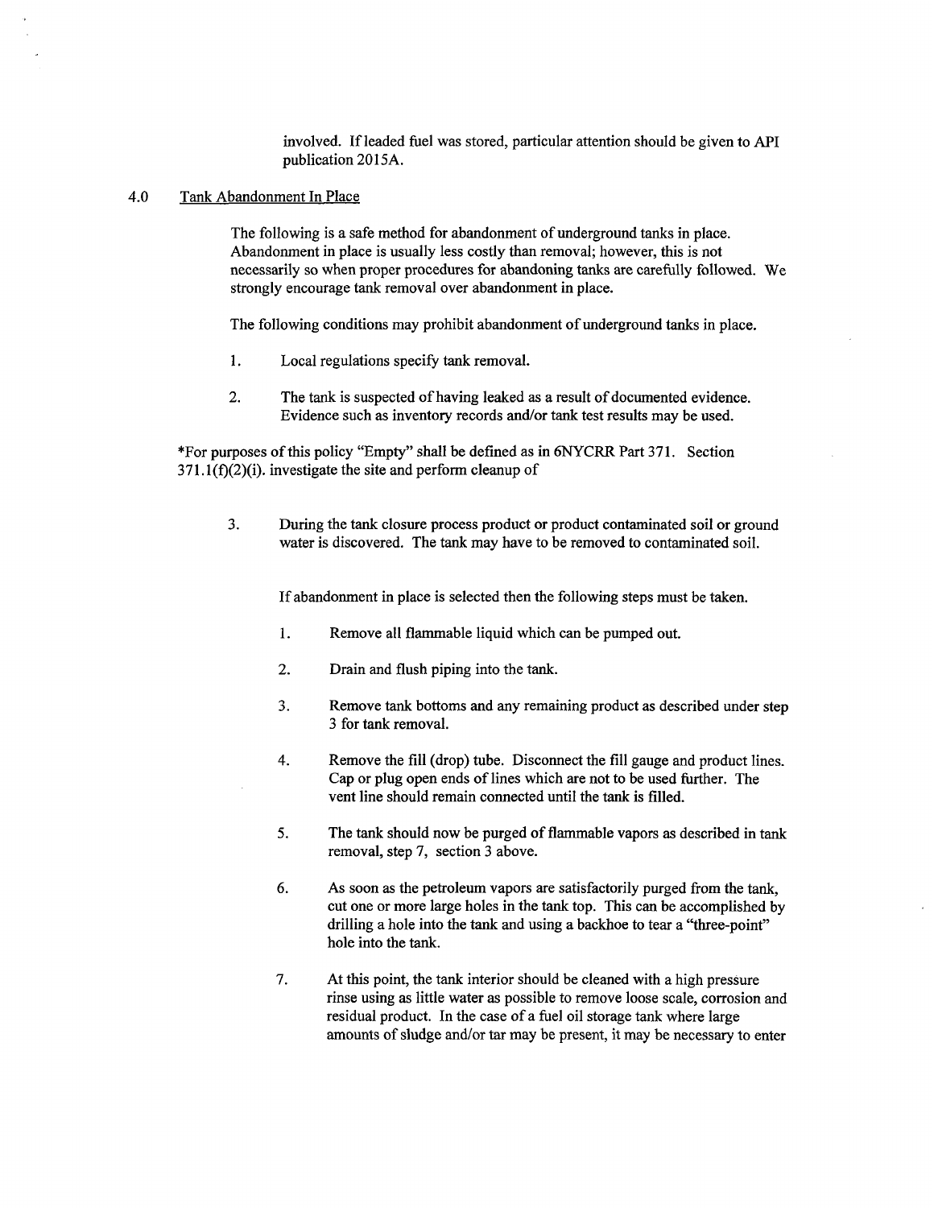involved. If leaded fuel was stored, particular attention should be given to API publication 2015A.

## 4.0 Tank Abandonment In Place

The following is a safe method for abandonment of underground tanks in place. Abandonment in place is usually less costly than removal; however, this is not necessarily so when proper procedures for abandoning tanks are carefully followed. We strongly encourage tank removal over abandonment in place.

The following conditions may prohibit abandonment of underground tanks in place.

1. Local regulations specify tank removal.

2. The tank is suspected of having leaked as a result of documented evidence. Evidence such as inventory records and/or tank test results may be used.

*For purposes of this policy "Empty" shall be defined as in 6NYCRR Part 371. Section 371.1(f)(2)(i). investigate the site and perform cleanup of

3. During the tank closure process product or product contaminated soil or ground water is discovered. The tank may have to be removed to contaminated soil.

If abandonment in place is selected then the following steps must be taken.

1. Remove all flammable liquid which can be pumped out.

2. Drain and flush piping into the tank.

3. Remove tank bottoms and any remaining product as described under step 3 for tank removal.

4. Remove the fill (drop) tube. Disconnect the fill gauge and product lines. Cap or plug open ends of lines which are not to be used further. The vent line should remain connected until the tank is filled.

5. The tank should now be purged of flammable vapors as described in tank removal, step 7, section 3 above.

6. As soon as the petroleum vapors are satisfactorily purged from the tank, cut one or more large holes in the tank top. This can be accomplished by drilling a hole into the tank and using a backhoe to tear a "three-point" hole into the tank.

7. At this point, the tank interior should be cleaned with a high pressure rinse using as little water as possible to remove loose scale, corrosion and residual product. In the case of a fuel oil storage tank where large amounts of sludge and/or tar may be present, it may be necessary to enter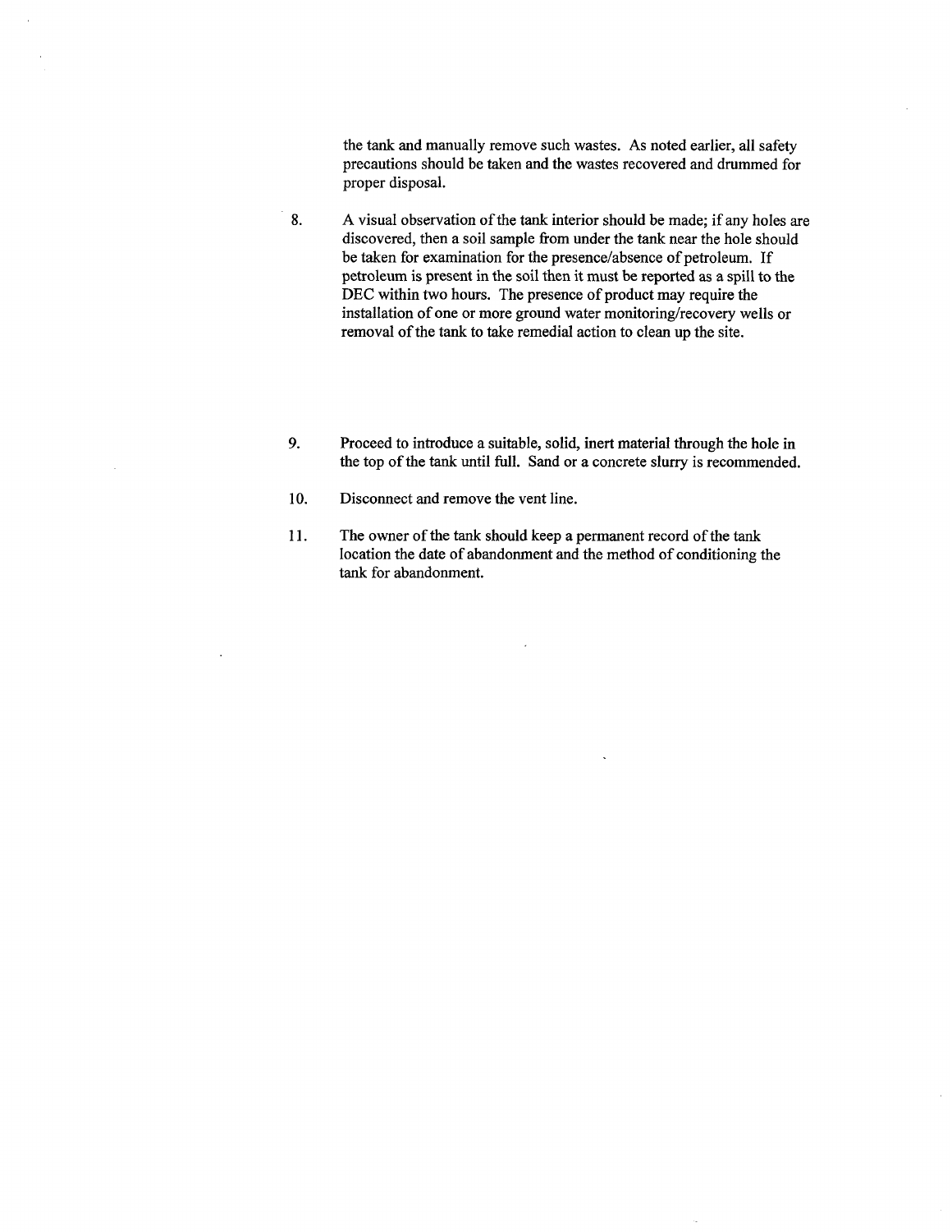the tank and manually remove such wastes. As noted earlier, all safety precautions should be taken and the wastes recovered and drummed for proper disposal.

8. A visual observation of the tank interior should be made; if any holes are discovered, then a soil sample from under the tank near the hole should be taken for examination for the presence/absence of petroleum. If petroleum is present in the soil then it must be reported as a spill to the DEC within two hours. The presence of product may require the installation of one or more ground water monitoring/recovery wells or removal of the tank to take remedial action to clean up the site.

9. Proceed to introduce a suitable, solid, inert material through the hole in the top of the tank until full. Sand or a concrete slurry is recommended.

10. Disconnect and remove the vent line.

11. The owner of the tank should keep a permanent record of the tank location the date of abandonment and the method of conditioning the tank for abandonment.